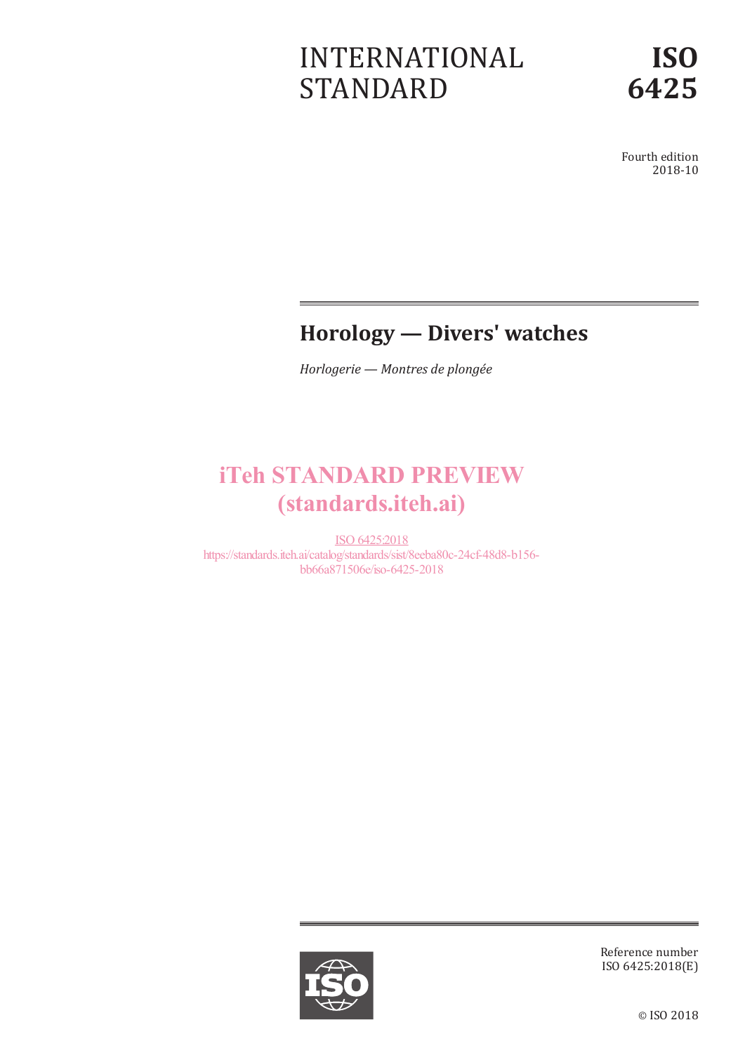# INTERNATIONAL STANDARD

# ISO 6425

Fourth edition
2018-10

## Horology — Divers' watches

*Horlogerie — Montres de plongée*

iTeh STANDARD PREVIEW
(standards.iteh.ai)

ISO 6425:2018
https://standards.iteh.ai/catalog/standards/sist/8eeba80c-24cf-48d8-b156-bb66a871506e/iso-6425-2018

Reference number
ISO 6425:2018(E)

© ISO 2018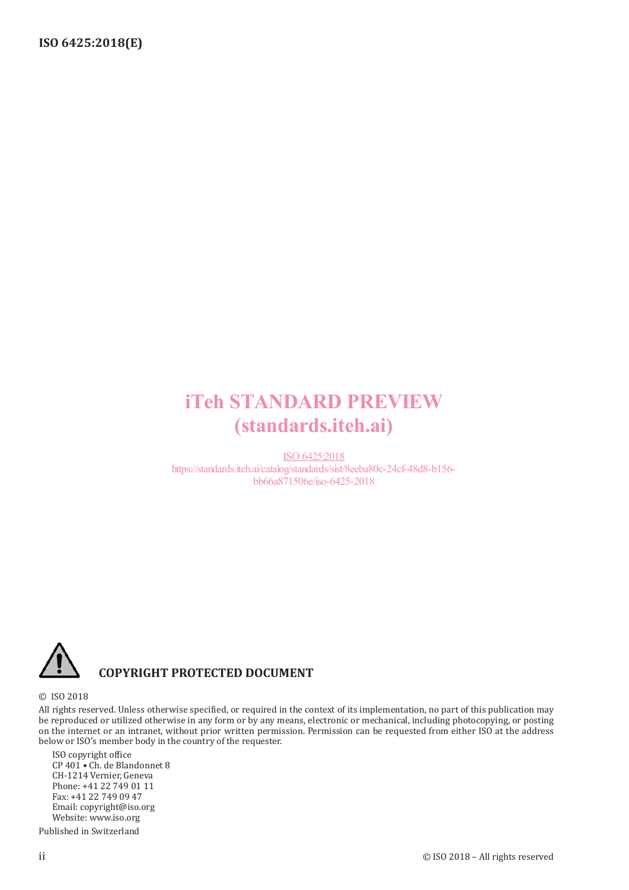iTeh STANDARD PREVIEW
(standards.iteh.ai)

ISO 6425:2018
https://standards.iteh.ai/catalog/standards/sist/8eeba80c-24cf-48d8-b156-bb66a871506e/iso-6425-2018

**COPYRIGHT PROTECTED DOCUMENT**

© ISO 2018

All rights reserved. Unless otherwise specified, or required in the context of its implementation, no part of this publication may be reproduced or utilized otherwise in any form or by any means, electronic or mechanical, including photocopying, or posting on the internet or an intranet, without prior written permission. Permission can be requested from either ISO at the address below or ISO's member body in the country of the requester.

ISO copyright office
CP 401 • Ch. de Blandonnet 8
CH-1214 Vernier, Geneva
Phone: +41 22 749 01 11
Fax: +41 22 749 09 47
Email: copyright@iso.org
Website: www.iso.org

Published in Switzerland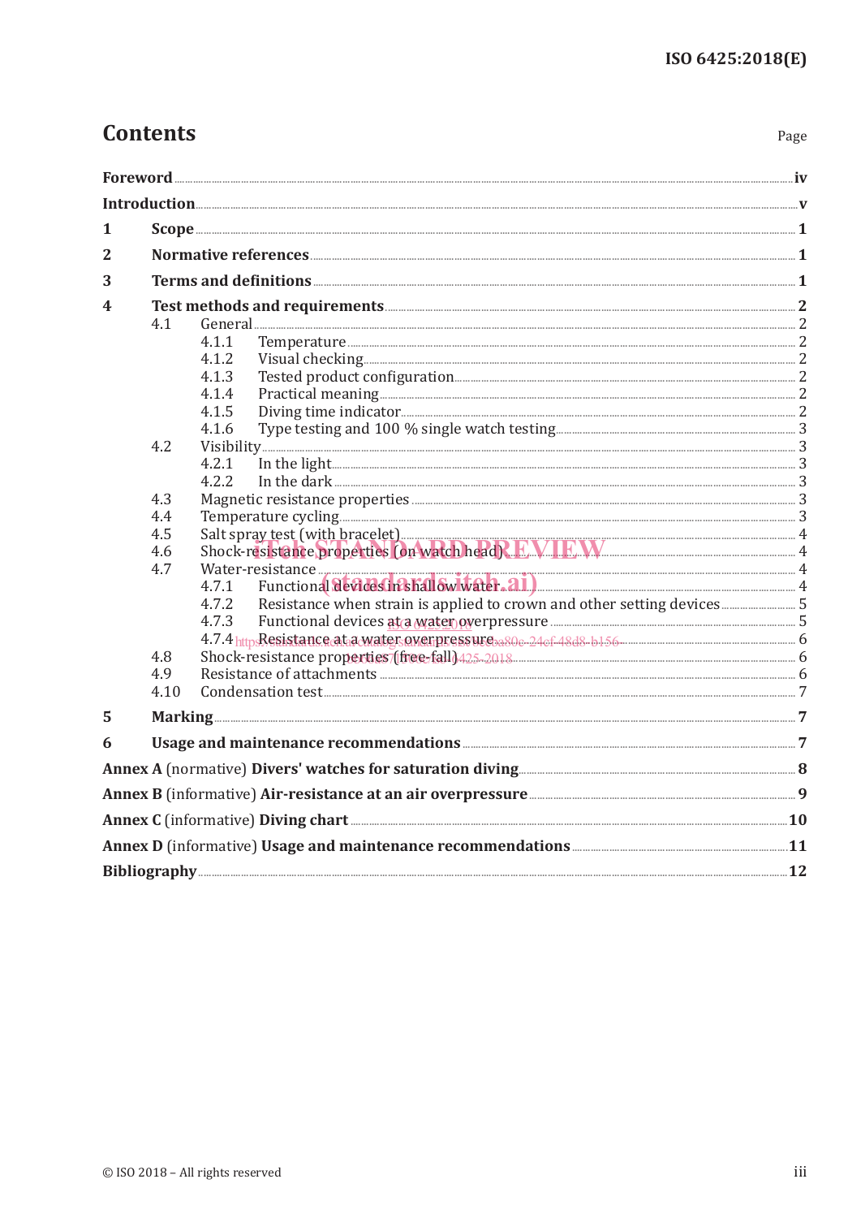# Contents

Page

**Foreword** ..... **iv**

**Introduction** ..... **v**

**1 Scope** ..... **1**

**2 Normative references** ..... **1**

**3 Terms and definitions** ..... **1**

**4 Test methods and requirements** ..... **2**

- 4.1 General ..... 2
  - 4.1.1 Temperature ..... 2
  - 4.1.2 Visual checking ..... 2
  - 4.1.3 Tested product configuration ..... 2
  - 4.1.4 Practical meaning ..... 2
  - 4.1.5 Diving time indicator ..... 2
  - 4.1.6 Type testing and 100 % single watch testing ..... 3
- 4.2 Visibility ..... 3
  - 4.2.1 In the light ..... 3
  - 4.2.2 In the dark ..... 3
- 4.3 Magnetic resistance properties ..... 3
- 4.4 Temperature cycling ..... 3
- 4.5 Salt spray test (with bracelet) ..... 4
- 4.6 Shock-resistance properties (on watch head) ..... 4
- 4.7 Water-resistance ..... 4
  - 4.7.1 Functional devices in shallow water ..... 4
  - 4.7.2 Resistance when strain is applied to crown and other setting devices ..... 5
  - 4.7.3 Functional devices at a water overpressure ..... 5
  - 4.7.4 Resistance at a water overpressure ..... 6
- 4.8 Shock-resistance properties (free-fall) ..... 6
- 4.9 Resistance of attachments ..... 6
- 4.10 Condensation test ..... 7

**5 Marking** ..... **7**

**6 Usage and maintenance recommendations** ..... **7**

**Annex A** (normative) **Divers' watches for saturation diving** ..... **8**

**Annex B** (informative) **Air-resistance at an air overpressure** ..... **9**

**Annex C** (informative) **Diving chart** ..... **10**

**Annex D** (informative) **Usage and maintenance recommendations** ..... **11**

**Bibliography** ..... **12**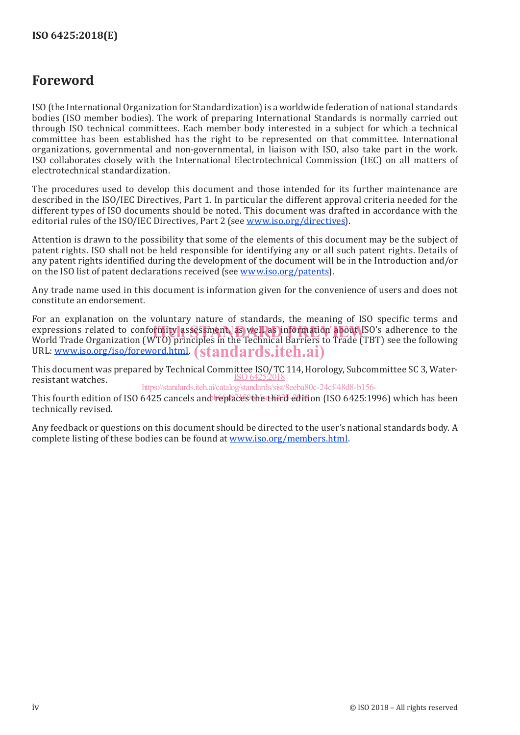# Foreword

ISO (the International Organization for Standardization) is a worldwide federation of national standards bodies (ISO member bodies). The work of preparing International Standards is normally carried out through ISO technical committees. Each member body interested in a subject for which a technical committee has been established has the right to be represented on that committee. International organizations, governmental and non-governmental, in liaison with ISO, also take part in the work. ISO collaborates closely with the International Electrotechnical Commission (IEC) on all matters of electrotechnical standardization.

The procedures used to develop this document and those intended for its further maintenance are described in the ISO/IEC Directives, Part 1. In particular the different approval criteria needed for the different types of ISO documents should be noted. This document was drafted in accordance with the editorial rules of the ISO/IEC Directives, Part 2 (see www.iso.org/directives).

Attention is drawn to the possibility that some of the elements of this document may be the subject of patent rights. ISO shall not be held responsible for identifying any or all such patent rights. Details of any patent rights identified during the development of the document will be in the Introduction and/or on the ISO list of patent declarations received (see www.iso.org/patents).

Any trade name used in this document is information given for the convenience of users and does not constitute an endorsement.

For an explanation on the voluntary nature of standards, the meaning of ISO specific terms and expressions related to conformity assessment, as well as information about ISO's adherence to the World Trade Organization (WTO) principles in the Technical Barriers to Trade (TBT) see the following URL: www.iso.org/iso/foreword.html.

This document was prepared by Technical Committee ISO/TC 114, Horology, Subcommittee SC 3, Water-resistant watches.

This fourth edition of ISO 6425 cancels and replaces the third edition (ISO 6425:1996) which has been technically revised.

Any feedback or questions on this document should be directed to the user's national standards body. A complete listing of these bodies can be found at www.iso.org/members.html.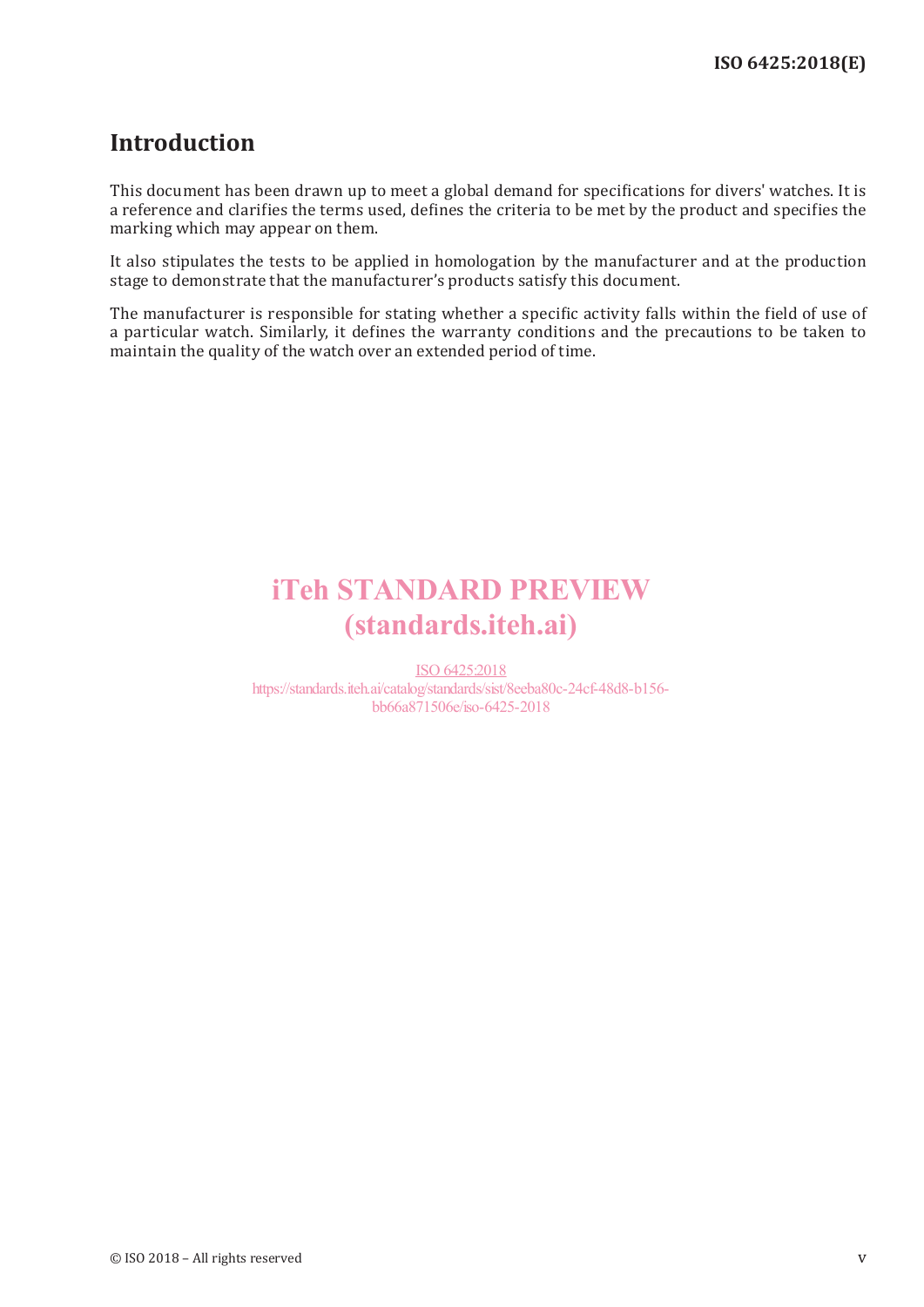# Introduction

This document has been drawn up to meet a global demand for specifications for divers' watches. It is a reference and clarifies the terms used, defines the criteria to be met by the product and specifies the marking which may appear on them.

It also stipulates the tests to be applied in homologation by the manufacturer and at the production stage to demonstrate that the manufacturer's products satisfy this document.

The manufacturer is responsible for stating whether a specific activity falls within the field of use of a particular watch. Similarly, it defines the warranty conditions and the precautions to be taken to maintain the quality of the watch over an extended period of time.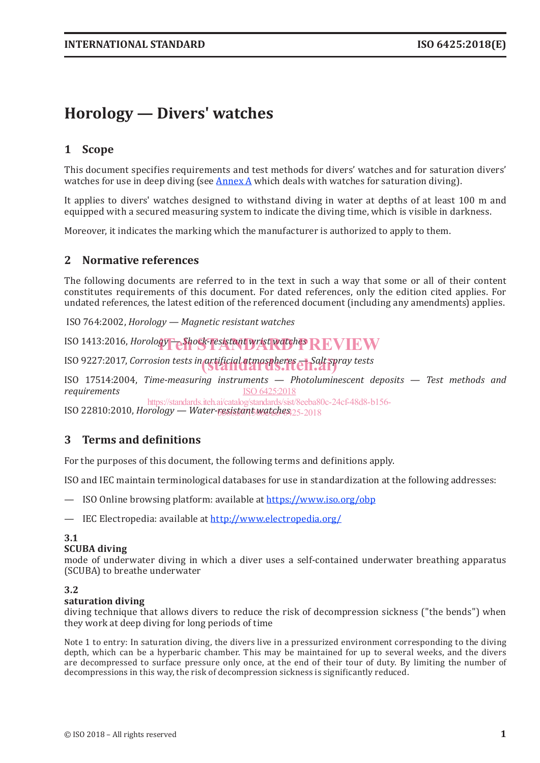# Horology — Divers' watches

## 1 Scope

This document specifies requirements and test methods for divers' watches and for saturation divers' watches for use in deep diving (see Annex A which deals with watches for saturation diving).

It applies to divers' watches designed to withstand diving in water at depths of at least 100 m and equipped with a secured measuring system to indicate the diving time, which is visible in darkness.

Moreover, it indicates the marking which the manufacturer is authorized to apply to them.

## 2 Normative references

The following documents are referred to in the text in such a way that some or all of their content constitutes requirements of this document. For dated references, only the edition cited applies. For undated references, the latest edition of the referenced document (including any amendments) applies.

ISO 764:2002, *Horology — Magnetic resistant watches*

ISO 1413:2016, *Horology — Shock-resistant wrist watches*

ISO 9227:2017, *Corrosion tests in artificial atmospheres — Salt spray tests*

ISO 17514:2004, *Time-measuring instruments — Photoluminescent deposits — Test methods and requirements*

ISO 22810:2010, *Horology — Water-resistant watches*

## 3 Terms and definitions

For the purposes of this document, the following terms and definitions apply.

ISO and IEC maintain terminological databases for use in standardization at the following addresses:

— ISO Online browsing platform: available at https://www.iso.org/obp

— IEC Electropedia: available at http://www.electropedia.org/

**3.1**
**SCUBA diving**
mode of underwater diving in which a diver uses a self-contained underwater breathing apparatus (SCUBA) to breathe underwater

**3.2**
**saturation diving**
diving technique that allows divers to reduce the risk of decompression sickness ("the bends") when they work at deep diving for long periods of time

Note 1 to entry: In saturation diving, the divers live in a pressurized environment corresponding to the diving depth, which can be a hyperbaric chamber. This may be maintained for up to several weeks, and the divers are decompressed to surface pressure only once, at the end of their tour of duty. By limiting the number of decompressions in this way, the risk of decompression sickness is significantly reduced.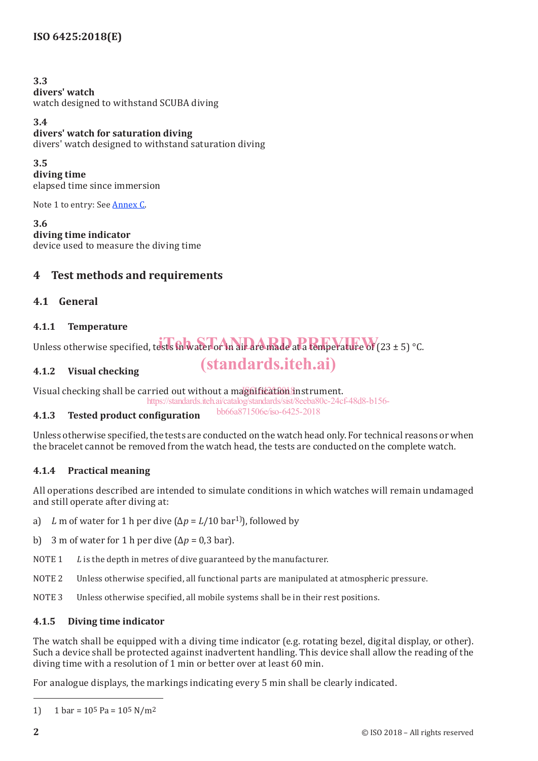**3.3**
**divers' watch**
watch designed to withstand SCUBA diving

**3.4**
**divers' watch for saturation diving**
divers' watch designed to withstand saturation diving

**3.5**
**diving time**
elapsed time since immersion

Note 1 to entry: See Annex C.

**3.6**
**diving time indicator**
device used to measure the diving time

## 4 Test methods and requirements

### 4.1 General

#### 4.1.1 Temperature

Unless otherwise specified, tests in water or in air are made at a temperature of (23 ± 5) °C.

#### 4.1.2 Visual checking

Visual checking shall be carried out without a magnification instrument.

#### 4.1.3 Tested product configuration

Unless otherwise specified, the tests are conducted on the watch head only. For technical reasons or when the bracelet cannot be removed from the watch head, the tests are conducted on the complete watch.

#### 4.1.4 Practical meaning

All operations described are intended to simulate conditions in which watches will remain undamaged and still operate after diving at:

a) $L$ m of water for 1 h per dive ($\Delta p = L/10$ bar[1]), followed by

b) 3 m of water for 1 h per dive ($\Delta p$ = 0,3 bar).

NOTE 1 $L$ is the depth in metres of dive guaranteed by the manufacturer.

NOTE 2 Unless otherwise specified, all functional parts are manipulated at atmospheric pressure.

NOTE 3 Unless otherwise specified, all mobile systems shall be in their rest positions.

#### 4.1.5 Diving time indicator

The watch shall be equipped with a diving time indicator (e.g. rotating bezel, digital display, or other). Such a device shall be protected against inadvertent handling. This device shall allow the reading of the diving time with a resolution of 1 min or better over at least 60 min.

For analogue displays, the markings indicating every 5 min shall be clearly indicated.

1) 1 bar = $10^5$ Pa = $10^5$ N/m$^2$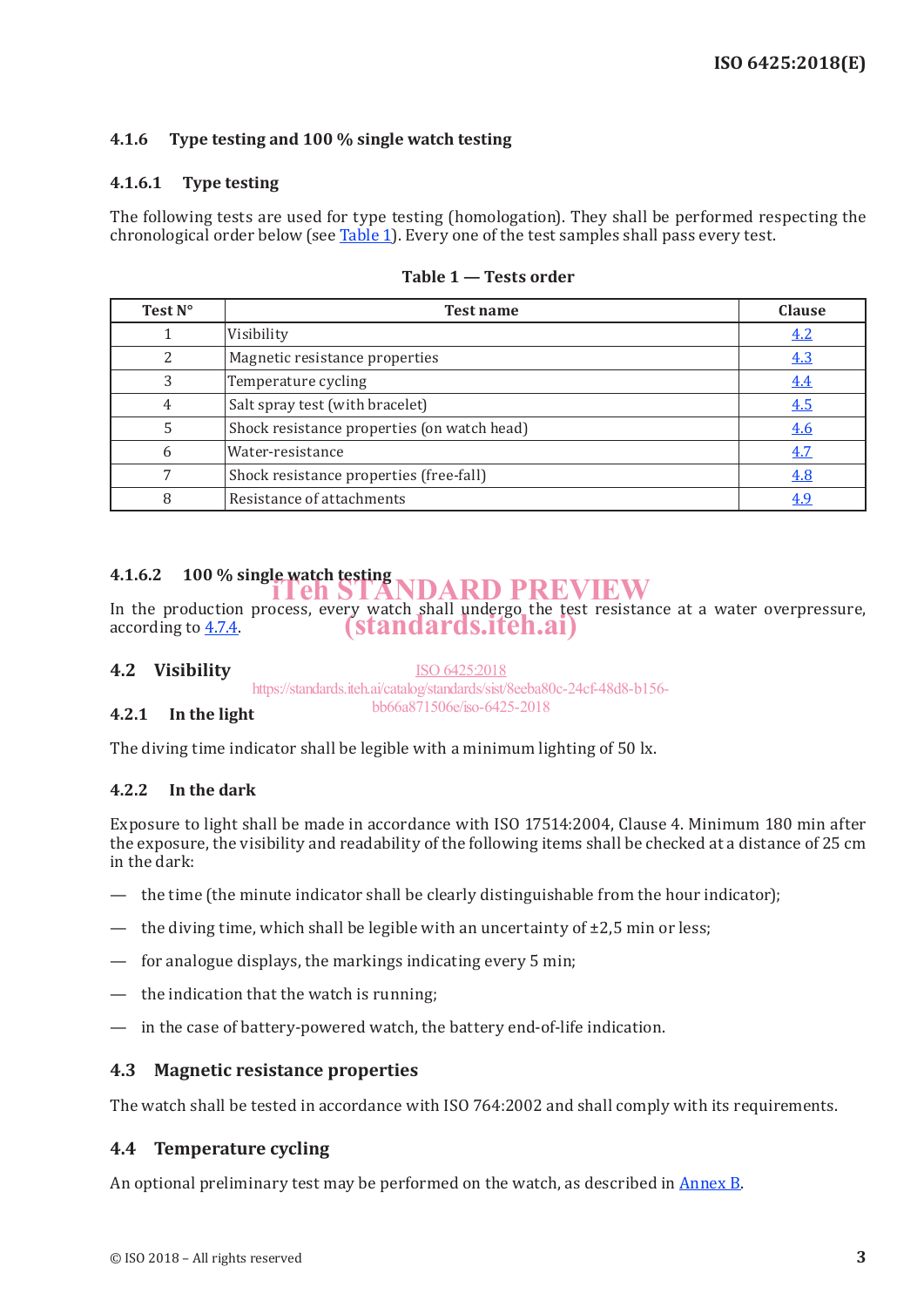#### 4.1.6 Type testing and 100 % single watch testing

##### 4.1.6.1 Type testing

The following tests are used for type testing (homologation). They shall be performed respecting the chronological order below (see Table 1). Every one of the test samples shall pass every test.

**Table 1 — Tests order**

| Test N° | Test name | Clause |
|---|---|---|
| 1 | Visibility | 4.2 |
| 2 | Magnetic resistance properties | 4.3 |
| 3 | Temperature cycling | 4.4 |
| 4 | Salt spray test (with bracelet) | 4.5 |
| 5 | Shock resistance properties (on watch head) | 4.6 |
| 6 | Water-resistance | 4.7 |
| 7 | Shock resistance properties (free-fall) | 4.8 |
| 8 | Resistance of attachments | 4.9 |

##### 4.1.6.2 100 % single watch testing

In the production process, every watch shall undergo the test resistance at a water overpressure, according to 4.7.4.

### 4.2 Visibility

#### 4.2.1 In the light

The diving time indicator shall be legible with a minimum lighting of 50 lx.

#### 4.2.2 In the dark

Exposure to light shall be made in accordance with ISO 17514:2004, Clause 4. Minimum 180 min after the exposure, the visibility and readability of the following items shall be checked at a distance of 25 cm in the dark:

— the time (the minute indicator shall be clearly distinguishable from the hour indicator);

— the diving time, which shall be legible with an uncertainty of ±2,5 min or less;

— for analogue displays, the markings indicating every 5 min;

— the indication that the watch is running;

— in the case of battery-powered watch, the battery end-of-life indication.

### 4.3 Magnetic resistance properties

The watch shall be tested in accordance with ISO 764:2002 and shall comply with its requirements.

### 4.4 Temperature cycling

An optional preliminary test may be performed on the watch, as described in Annex B.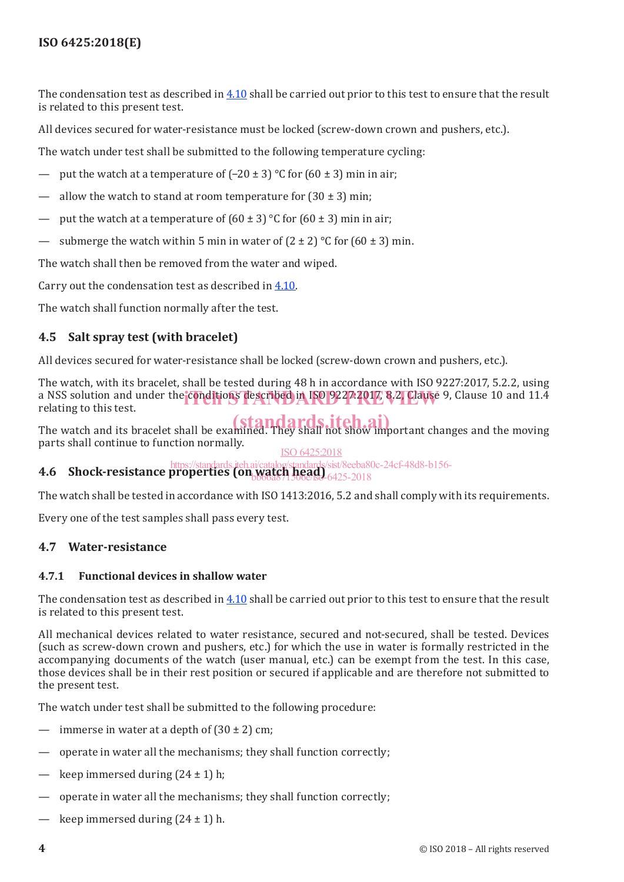The condensation test as described in 4.10 shall be carried out prior to this test to ensure that the result is related to this present test.

All devices secured for water-resistance must be locked (screw-down crown and pushers, etc.).

The watch under test shall be submitted to the following temperature cycling:

— put the watch at a temperature of (−20 ± 3) °C for (60 ± 3) min in air;

— allow the watch to stand at room temperature for (30 ± 3) min;

— put the watch at a temperature of (60 ± 3) °C for (60 ± 3) min in air;

— submerge the watch within 5 min in water of (2 ± 2) °C for (60 ± 3) min.

The watch shall then be removed from the water and wiped.

Carry out the condensation test as described in 4.10.

The watch shall function normally after the test.

### 4.5 Salt spray test (with bracelet)

All devices secured for water-resistance shall be locked (screw-down crown and pushers, etc.).

The watch, with its bracelet, shall be tested during 48 h in accordance with ISO 9227:2017, 5.2.2, using a NSS solution and under the conditions described in ISO 9227:2017, 8.2, Clause 9, Clause 10 and 11.4 relating to this test.

The watch and its bracelet shall be examined. They shall not show important changes and the moving parts shall continue to function normally.

### 4.6 Shock-resistance properties (on watch head)

The watch shall be tested in accordance with ISO 1413:2016, 5.2 and shall comply with its requirements.

Every one of the test samples shall pass every test.

### 4.7 Water-resistance

#### 4.7.1 Functional devices in shallow water

The condensation test as described in 4.10 shall be carried out prior to this test to ensure that the result is related to this present test.

All mechanical devices related to water resistance, secured and not-secured, shall be tested. Devices (such as screw-down crown and pushers, etc.) for which the use in water is formally restricted in the accompanying documents of the watch (user manual, etc.) can be exempt from the test. In this case, those devices shall be in their rest position or secured if applicable and are therefore not submitted to the present test.

The watch under test shall be submitted to the following procedure:

— immerse in water at a depth of (30 ± 2) cm;

— operate in water all the mechanisms; they shall function correctly;

— keep immersed during (24 ± 1) h;

— operate in water all the mechanisms; they shall function correctly;

— keep immersed during (24 ± 1) h.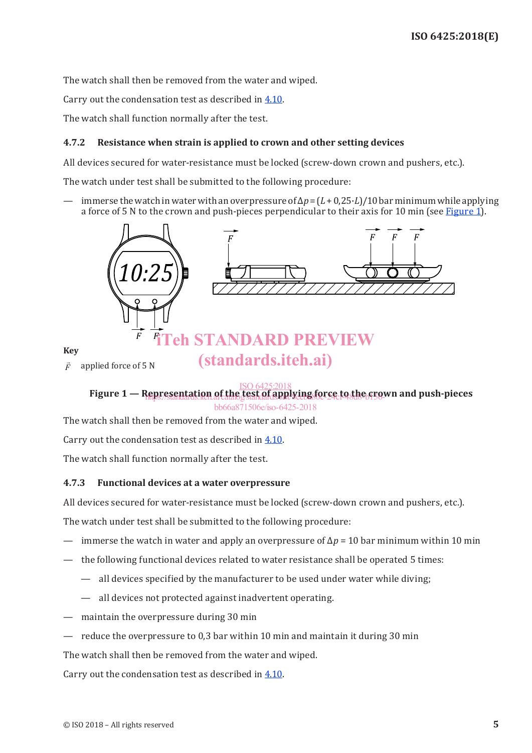The watch shall then be removed from the water and wiped.

Carry out the condensation test as described in 4.10.

The watch shall function normally after the test.

### 4.7.2 Resistance when strain is applied to crown and other setting devices

All devices secured for water-resistance must be locked (screw-down crown and pushers, etc.).

The watch under test shall be submitted to the following procedure:

— immerse the watch in water with an overpressure of $\Delta p = (L + 0{,}25 \cdot L)/10$ bar minimum while applying a force of 5 N to the crown and push-pieces perpendicular to their axis for 10 min (see Figure 1).

10:25

F

F F F

F F

**Key**

$\vec{F}$ applied force of 5 N

**Figure 1 — Representation of the test of applying force to the crown and push-pieces**

The watch shall then be removed from the water and wiped.

Carry out the condensation test as described in 4.10.

The watch shall function normally after the test.

### 4.7.3 Functional devices at a water overpressure

All devices secured for water-resistance must be locked (screw-down crown and pushers, etc.).

The watch under test shall be submitted to the following procedure:

— immerse the watch in water and apply an overpressure of $\Delta p$ = 10 bar minimum within 10 min

— the following functional devices related to water resistance shall be operated 5 times:

  — all devices specified by the manufacturer to be used under water while diving;

  — all devices not protected against inadvertent operating.

— maintain the overpressure during 30 min

— reduce the overpressure to 0,3 bar within 10 min and maintain it during 30 min

The watch shall then be removed from the water and wiped.

Carry out the condensation test as described in 4.10.